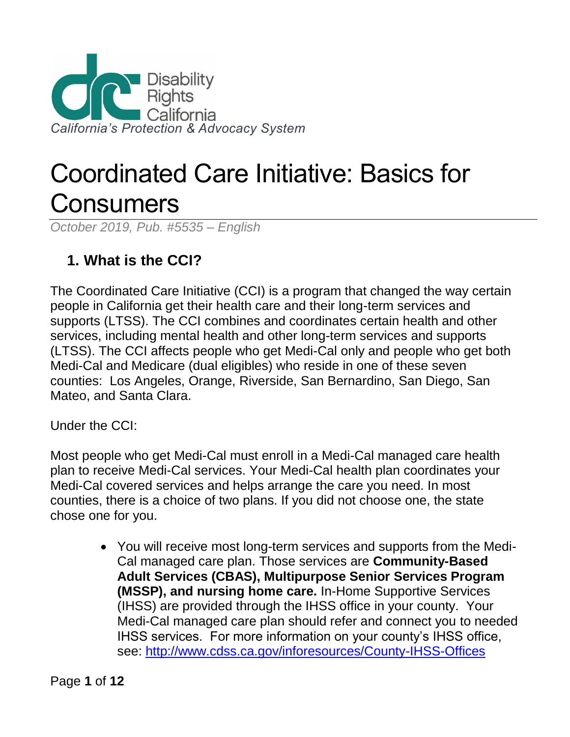Disability Rights California

*California's Protection & Advocacy System*

# Coordinated Care Initiative: Basics for Consumers

*October 2019, Pub. #5535 – English*

## 1. What is the CCI?

The Coordinated Care Initiative (CCI) is a program that changed the way certain people in California get their health care and their long-term services and supports (LTSS). The CCI combines and coordinates certain health and other services, including mental health and other long-term services and supports (LTSS). The CCI affects people who get Medi-Cal only and people who get both Medi-Cal and Medicare (dual eligibles) who reside in one of these seven counties: Los Angeles, Orange, Riverside, San Bernardino, San Diego, San Mateo, and Santa Clara.

Under the CCI:

Most people who get Medi-Cal must enroll in a Medi-Cal managed care health plan to receive Medi-Cal services. Your Medi-Cal health plan coordinates your Medi-Cal covered services and helps arrange the care you need. In most counties, there is a choice of two plans. If you did not choose one, the state chose one for you.

- You will receive most long-term services and supports from the Medi-Cal managed care plan. Those services are **Community-Based Adult Services (CBAS), Multipurpose Senior Services Program (MSSP), and nursing home care.** In-Home Supportive Services (IHSS) are provided through the IHSS office in your county. Your Medi-Cal managed care plan should refer and connect you to needed IHSS services. For more information on your county's IHSS office, see: [http://www.cdss.ca.gov/inforesources/County-IHSS-Offices](http://www.cdss.ca.gov/inforesources/County-IHSS-Offices)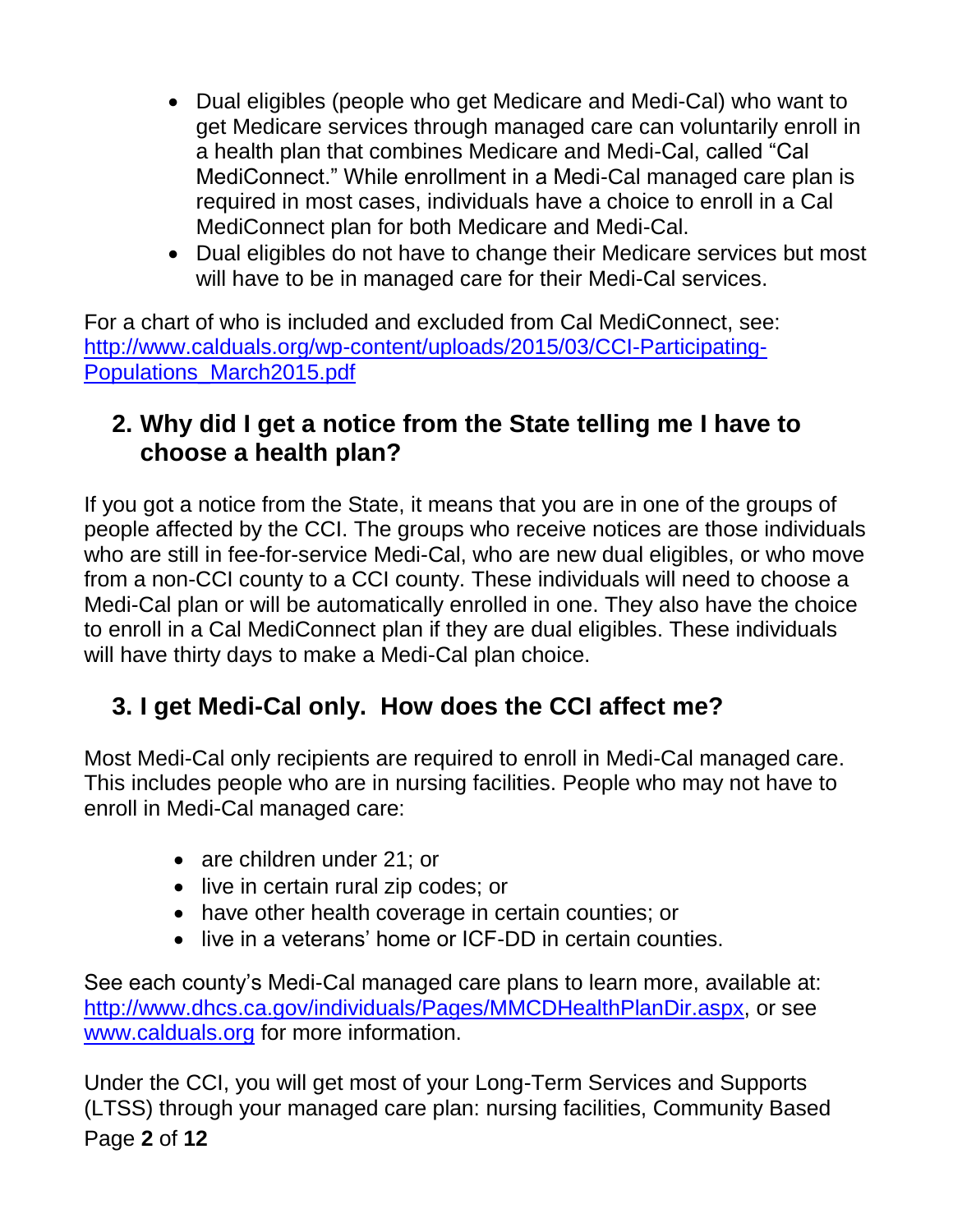- Dual eligibles (people who get Medicare and Medi-Cal) who want to get Medicare services through managed care can voluntarily enroll in a health plan that combines Medicare and Medi-Cal, called "Cal MediConnect." While enrollment in a Medi-Cal managed care plan is required in most cases, individuals have a choice to enroll in a Cal MediConnect plan for both Medicare and Medi-Cal.
- Dual eligibles do not have to change their Medicare services but most will have to be in managed care for their Medi-Cal services.

For a chart of who is included and excluded from Cal MediConnect, see: [http://www.calduals.org/wp-content/uploads/2015/03/CCI-Participating-Populations_March2015.pdf](http://www.calduals.org/wp-content/uploads/2015/03/CCI-Participating-Populations_March2015.pdf)

## 2. Why did I get a notice from the State telling me I have to choose a health plan?

If you got a notice from the State, it means that you are in one of the groups of people affected by the CCI. The groups who receive notices are those individuals who are still in fee-for-service Medi-Cal, who are new dual eligibles, or who move from a non-CCI county to a CCI county. These individuals will need to choose a Medi-Cal plan or will be automatically enrolled in one. They also have the choice to enroll in a Cal MediConnect plan if they are dual eligibles. These individuals will have thirty days to make a Medi-Cal plan choice.

## 3. I get Medi-Cal only. How does the CCI affect me?

Most Medi-Cal only recipients are required to enroll in Medi-Cal managed care. This includes people who are in nursing facilities. People who may not have to enroll in Medi-Cal managed care:

- are children under 21; or
- live in certain rural zip codes; or
- have other health coverage in certain counties; or
- live in a veterans' home or ICF-DD in certain counties.

See each county's Medi-Cal managed care plans to learn more, available at: [http://www.dhcs.ca.gov/individuals/Pages/MMCDHealthPlanDir.aspx](http://www.dhcs.ca.gov/individuals/Pages/MMCDHealthPlanDir.aspx), or see [www.calduals.org](http://www.calduals.org) for more information.

Under the CCI, you will get most of your Long-Term Services and Supports (LTSS) through your managed care plan: nursing facilities, Community Based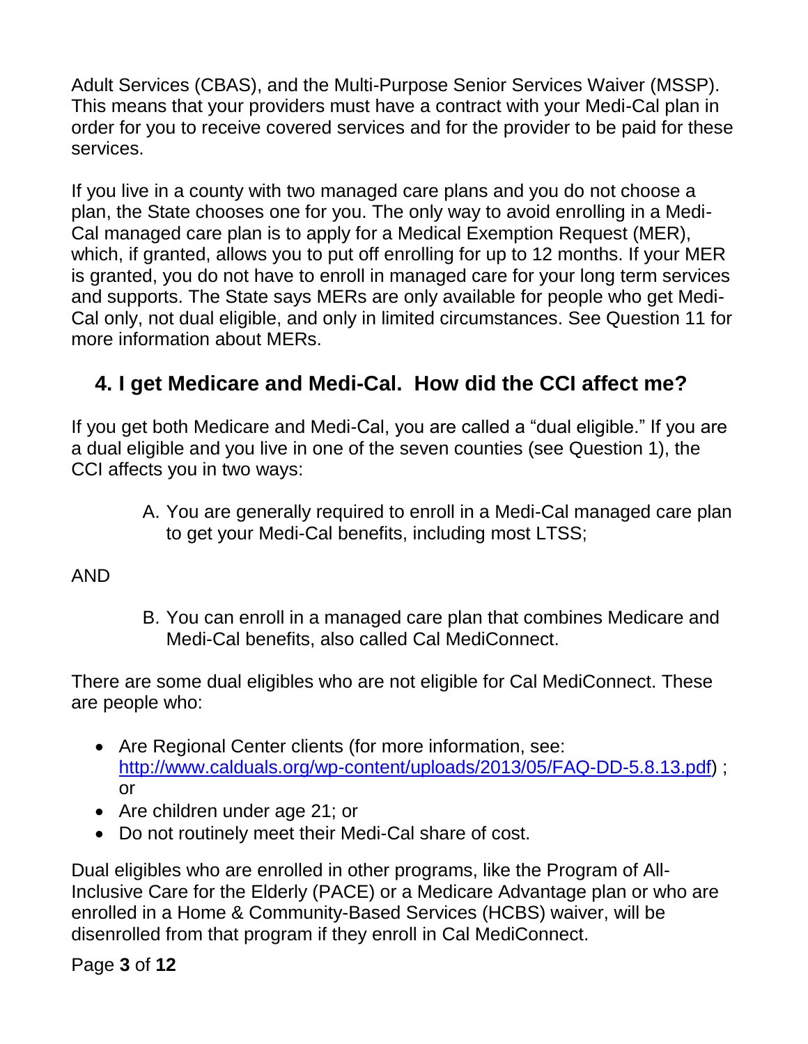Adult Services (CBAS), and the Multi-Purpose Senior Services Waiver (MSSP). This means that your providers must have a contract with your Medi-Cal plan in order for you to receive covered services and for the provider to be paid for these services.

If you live in a county with two managed care plans and you do not choose a plan, the State chooses one for you. The only way to avoid enrolling in a Medi-Cal managed care plan is to apply for a Medical Exemption Request (MER), which, if granted, allows you to put off enrolling for up to 12 months. If your MER is granted, you do not have to enroll in managed care for your long term services and supports. The State says MERs are only available for people who get Medi-Cal only, not dual eligible, and only in limited circumstances. See Question 11 for more information about MERs.

## 4. I get Medicare and Medi-Cal. How did the CCI affect me?

If you get both Medicare and Medi-Cal, you are called a "dual eligible." If you are a dual eligible and you live in one of the seven counties (see Question 1), the CCI affects you in two ways:

A. You are generally required to enroll in a Medi-Cal managed care plan to get your Medi-Cal benefits, including most LTSS;

AND

B. You can enroll in a managed care plan that combines Medicare and Medi-Cal benefits, also called Cal MediConnect.

There are some dual eligibles who are not eligible for Cal MediConnect. These are people who:

- Are Regional Center clients (for more information, see: [http://www.calduals.org/wp-content/uploads/2013/05/FAQ-DD-5.8.13.pdf](http://www.calduals.org/wp-content/uploads/2013/05/FAQ-DD-5.8.13.pdf)) ; or
- Are children under age 21; or
- Do not routinely meet their Medi-Cal share of cost.

Dual eligibles who are enrolled in other programs, like the Program of All-Inclusive Care for the Elderly (PACE) or a Medicare Advantage plan or who are enrolled in a Home & Community-Based Services (HCBS) waiver, will be disenrolled from that program if they enroll in Cal MediConnect.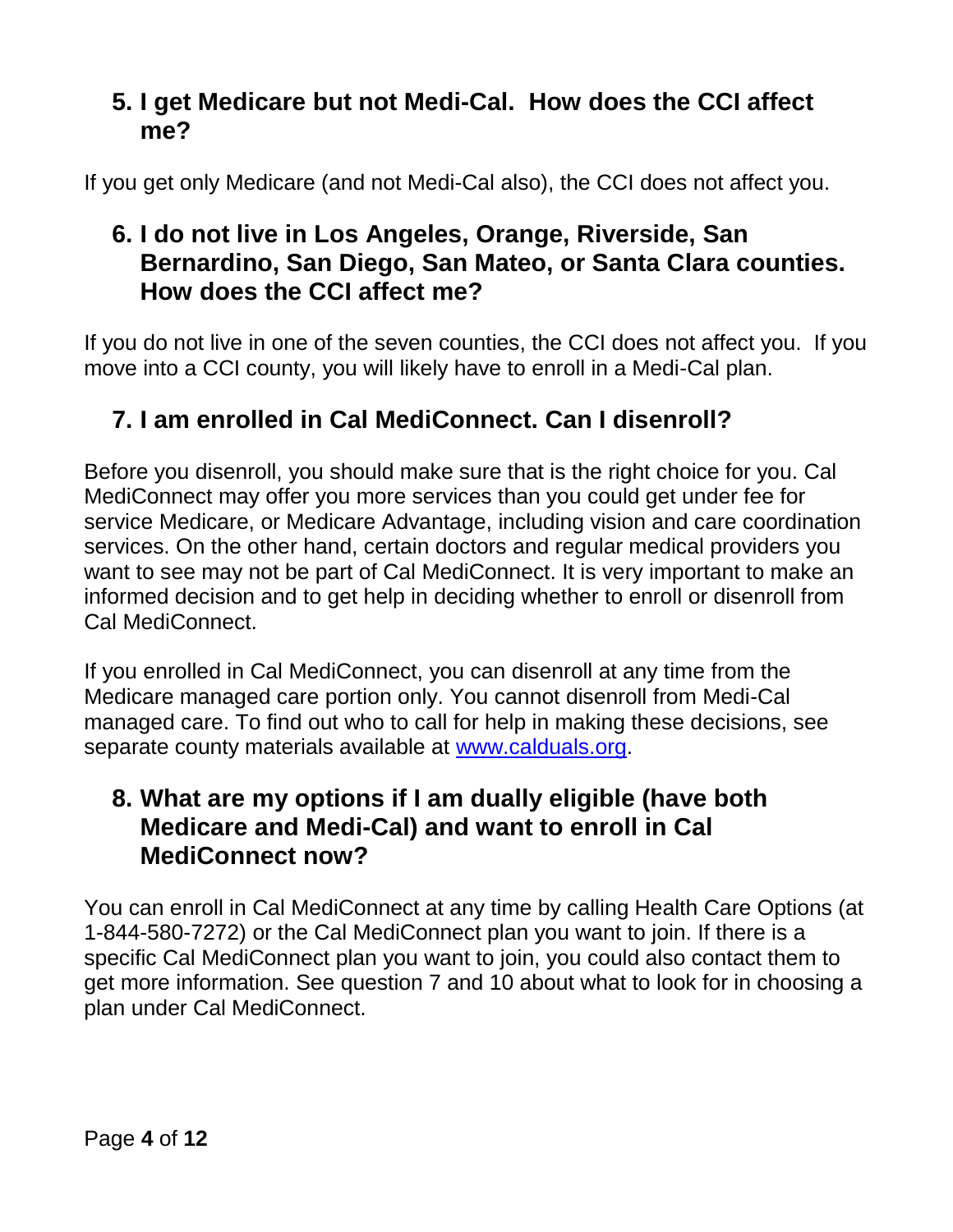## 5. I get Medicare but not Medi-Cal. How does the CCI affect me?

If you get only Medicare (and not Medi-Cal also), the CCI does not affect you.

## 6. I do not live in Los Angeles, Orange, Riverside, San Bernardino, San Diego, San Mateo, or Santa Clara counties. How does the CCI affect me?

If you do not live in one of the seven counties, the CCI does not affect you. If you move into a CCI county, you will likely have to enroll in a Medi-Cal plan.

## 7. I am enrolled in Cal MediConnect. Can I disenroll?

Before you disenroll, you should make sure that is the right choice for you. Cal MediConnect may offer you more services than you could get under fee for service Medicare, or Medicare Advantage, including vision and care coordination services. On the other hand, certain doctors and regular medical providers you want to see may not be part of Cal MediConnect. It is very important to make an informed decision and to get help in deciding whether to enroll or disenroll from Cal MediConnect.

If you enrolled in Cal MediConnect, you can disenroll at any time from the Medicare managed care portion only. You cannot disenroll from Medi-Cal managed care. To find out who to call for help in making these decisions, see separate county materials available at [www.calduals.org](http://www.calduals.org).

## 8. What are my options if I am dually eligible (have both Medicare and Medi-Cal) and want to enroll in Cal MediConnect now?

You can enroll in Cal MediConnect at any time by calling Health Care Options (at 1-844-580-7272) or the Cal MediConnect plan you want to join. If there is a specific Cal MediConnect plan you want to join, you could also contact them to get more information. See question 7 and 10 about what to look for in choosing a plan under Cal MediConnect.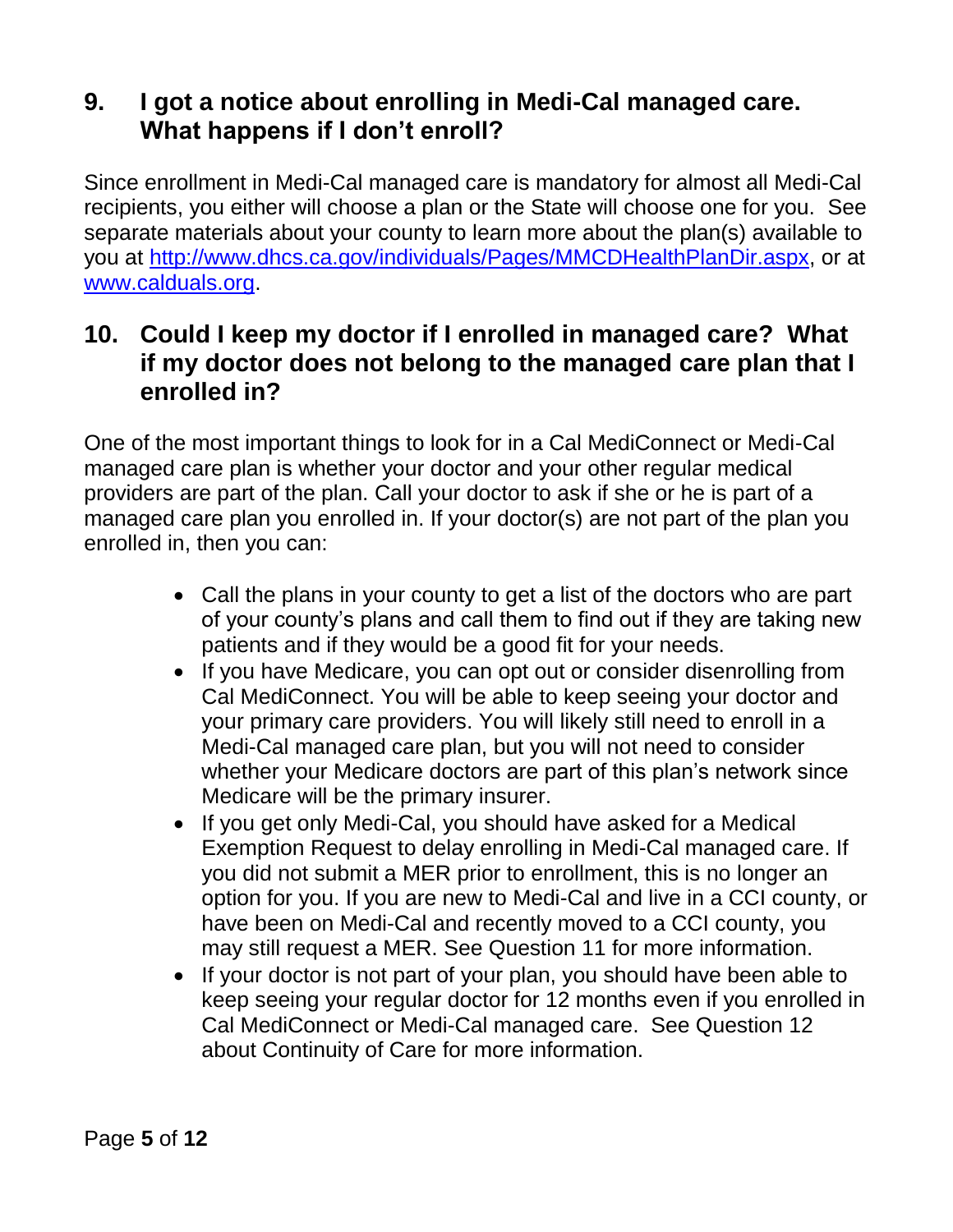## 9. I got a notice about enrolling in Medi-Cal managed care. What happens if I don't enroll?

Since enrollment in Medi-Cal managed care is mandatory for almost all Medi-Cal recipients, you either will choose a plan or the State will choose one for you. See separate materials about your county to learn more about the plan(s) available to you at [http://www.dhcs.ca.gov/individuals/Pages/MMCDHealthPlanDir.aspx](http://www.dhcs.ca.gov/individuals/Pages/MMCDHealthPlanDir.aspx), or at [www.calduals.org](http://www.calduals.org).

## 10. Could I keep my doctor if I enrolled in managed care? What if my doctor does not belong to the managed care plan that I enrolled in?

One of the most important things to look for in a Cal MediConnect or Medi-Cal managed care plan is whether your doctor and your other regular medical providers are part of the plan. Call your doctor to ask if she or he is part of a managed care plan you enrolled in. If your doctor(s) are not part of the plan you enrolled in, then you can:

- Call the plans in your county to get a list of the doctors who are part of your county's plans and call them to find out if they are taking new patients and if they would be a good fit for your needs.
- If you have Medicare, you can opt out or consider disenrolling from Cal MediConnect. You will be able to keep seeing your doctor and your primary care providers. You will likely still need to enroll in a Medi-Cal managed care plan, but you will not need to consider whether your Medicare doctors are part of this plan's network since Medicare will be the primary insurer.
- If you get only Medi-Cal, you should have asked for a Medical Exemption Request to delay enrolling in Medi-Cal managed care. If you did not submit a MER prior to enrollment, this is no longer an option for you. If you are new to Medi-Cal and live in a CCI county, or have been on Medi-Cal and recently moved to a CCI county, you may still request a MER. See Question 11 for more information.
- If your doctor is not part of your plan, you should have been able to keep seeing your regular doctor for 12 months even if you enrolled in Cal MediConnect or Medi-Cal managed care. See Question 12 about Continuity of Care for more information.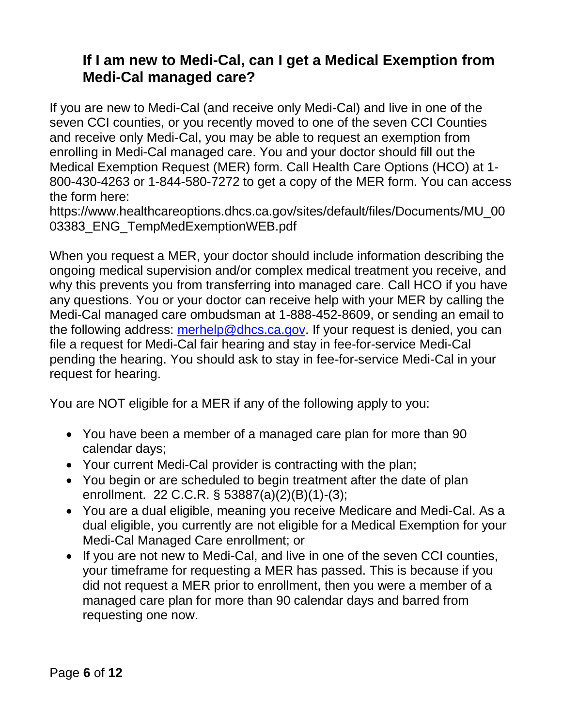## If I am new to Medi-Cal, can I get a Medical Exemption from Medi-Cal managed care?

If you are new to Medi-Cal (and receive only Medi-Cal) and live in one of the seven CCI counties, or you recently moved to one of the seven CCI Counties and receive only Medi-Cal, you may be able to request an exemption from enrolling in Medi-Cal managed care. You and your doctor should fill out the Medical Exemption Request (MER) form. Call Health Care Options (HCO) at 1-800-430-4263 or 1-844-580-7272 to get a copy of the MER form. You can access the form here: https://www.healthcareoptions.dhcs.ca.gov/sites/default/files/Documents/MU_0003383_ENG_TempMedExemptionWEB.pdf

When you request a MER, your doctor should include information describing the ongoing medical supervision and/or complex medical treatment you receive, and why this prevents you from transferring into managed care. Call HCO if you have any questions. You or your doctor can receive help with your MER by calling the Medi-Cal managed care ombudsman at 1-888-452-8609, or sending an email to the following address: merhelp@dhcs.ca.gov. If your request is denied, you can file a request for Medi-Cal fair hearing and stay in fee-for-service Medi-Cal pending the hearing. You should ask to stay in fee-for-service Medi-Cal in your request for hearing.

You are NOT eligible for a MER if any of the following apply to you:

- You have been a member of a managed care plan for more than 90 calendar days;
- Your current Medi-Cal provider is contracting with the plan;
- You begin or are scheduled to begin treatment after the date of plan enrollment. 22 C.C.R. § 53887(a)(2)(B)(1)-(3);
- You are a dual eligible, meaning you receive Medicare and Medi-Cal. As a dual eligible, you currently are not eligible for a Medical Exemption for your Medi-Cal Managed Care enrollment; or
- If you are not new to Medi-Cal, and live in one of the seven CCI counties, your timeframe for requesting a MER has passed. This is because if you did not request a MER prior to enrollment, then you were a member of a managed care plan for more than 90 calendar days and barred from requesting one now.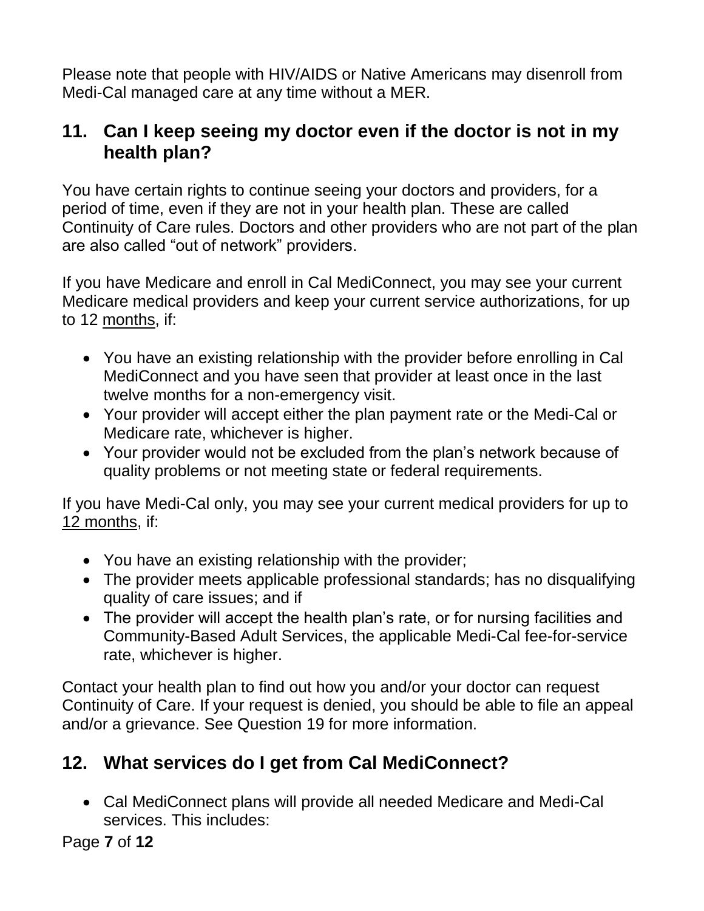Please note that people with HIV/AIDS or Native Americans may disenroll from Medi-Cal managed care at any time without a MER.

## 11. Can I keep seeing my doctor even if the doctor is not in my health plan?

You have certain rights to continue seeing your doctors and providers, for a period of time, even if they are not in your health plan. These are called Continuity of Care rules. Doctors and other providers who are not part of the plan are also called "out of network" providers.

If you have Medicare and enroll in Cal MediConnect, you may see your current Medicare medical providers and keep your current service authorizations, for up to 12 months, if:

- You have an existing relationship with the provider before enrolling in Cal MediConnect and you have seen that provider at least once in the last twelve months for a non-emergency visit.
- Your provider will accept either the plan payment rate or the Medi-Cal or Medicare rate, whichever is higher.
- Your provider would not be excluded from the plan's network because of quality problems or not meeting state or federal requirements.

If you have Medi-Cal only, you may see your current medical providers for up to 12 months, if:

- You have an existing relationship with the provider;
- The provider meets applicable professional standards; has no disqualifying quality of care issues; and if
- The provider will accept the health plan's rate, or for nursing facilities and Community-Based Adult Services, the applicable Medi-Cal fee-for-service rate, whichever is higher.

Contact your health plan to find out how you and/or your doctor can request Continuity of Care. If your request is denied, you should be able to file an appeal and/or a grievance. See Question 19 for more information.

## 12. What services do I get from Cal MediConnect?

- Cal MediConnect plans will provide all needed Medicare and Medi-Cal services. This includes: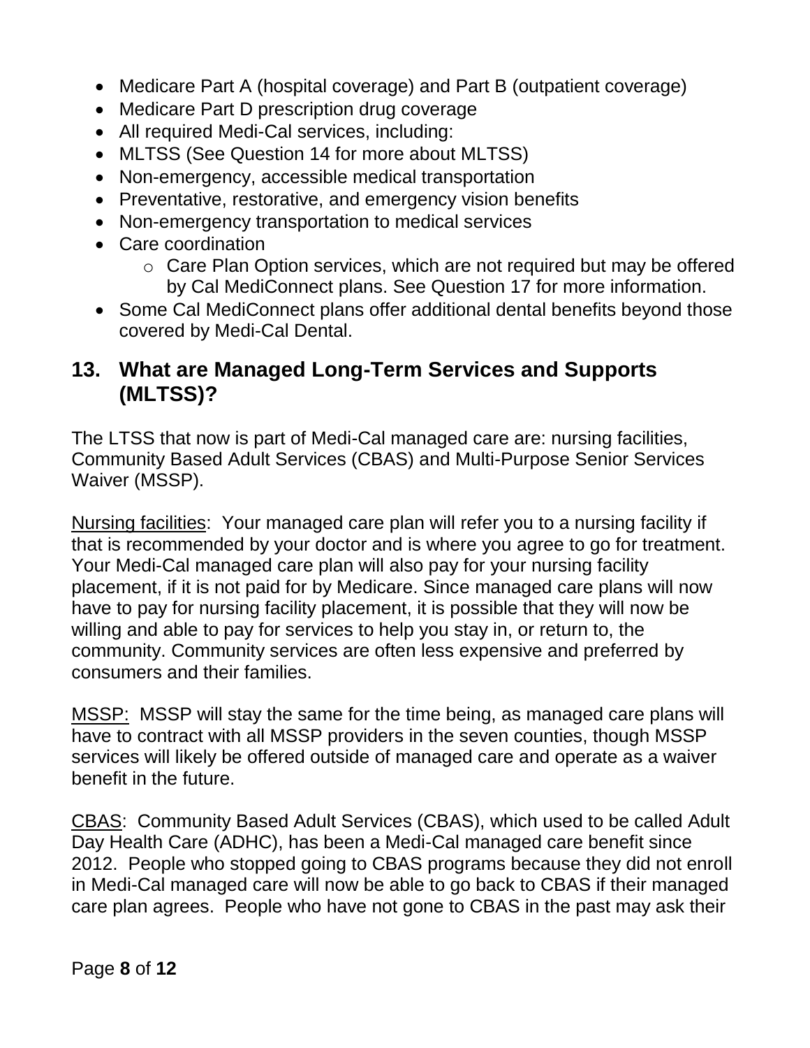- Medicare Part A (hospital coverage) and Part B (outpatient coverage)
- Medicare Part D prescription drug coverage
- All required Medi-Cal services, including:
- MLTSS (See Question 14 for more about MLTSS)
- Non-emergency, accessible medical transportation
- Preventative, restorative, and emergency vision benefits
- Non-emergency transportation to medical services
- Care coordination
    - Care Plan Option services, which are not required but may be offered by Cal MediConnect plans. See Question 17 for more information.
- Some Cal MediConnect plans offer additional dental benefits beyond those covered by Medi-Cal Dental.

## 13. What are Managed Long-Term Services and Supports (MLTSS)?

The LTSS that now is part of Medi-Cal managed care are: nursing facilities, Community Based Adult Services (CBAS) and Multi-Purpose Senior Services Waiver (MSSP).

<u>Nursing facilities</u>: Your managed care plan will refer you to a nursing facility if that is recommended by your doctor and is where you agree to go for treatment. Your Medi-Cal managed care plan will also pay for your nursing facility placement, if it is not paid for by Medicare. Since managed care plans will now have to pay for nursing facility placement, it is possible that they will now be willing and able to pay for services to help you stay in, or return to, the community. Community services are often less expensive and preferred by consumers and their families.

<u>MSSP:</u> MSSP will stay the same for the time being, as managed care plans will have to contract with all MSSP providers in the seven counties, though MSSP services will likely be offered outside of managed care and operate as a waiver benefit in the future.

<u>CBAS</u>: Community Based Adult Services (CBAS), which used to be called Adult Day Health Care (ADHC), has been a Medi-Cal managed care benefit since 2012. People who stopped going to CBAS programs because they did not enroll in Medi-Cal managed care will now be able to go back to CBAS if their managed care plan agrees. People who have not gone to CBAS in the past may ask their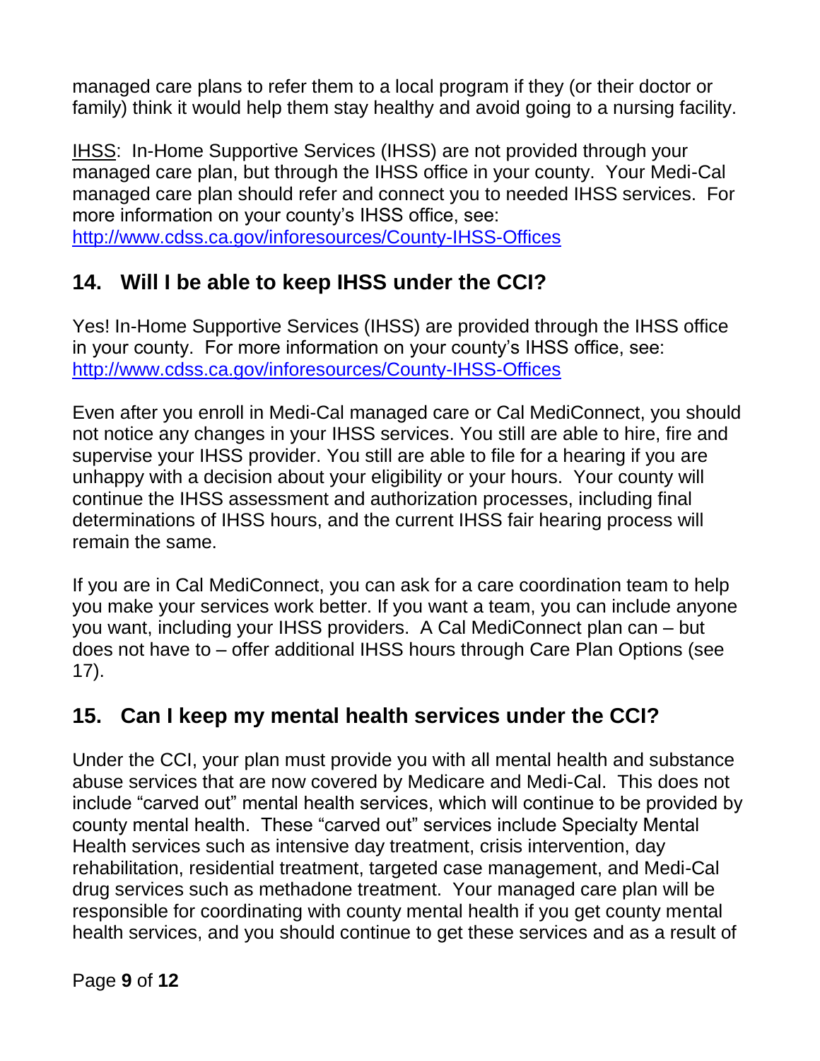managed care plans to refer them to a local program if they (or their doctor or family) think it would help them stay healthy and avoid going to a nursing facility.

IHSS: In-Home Supportive Services (IHSS) are not provided through your managed care plan, but through the IHSS office in your county. Your Medi-Cal managed care plan should refer and connect you to needed IHSS services. For more information on your county's IHSS office, see: http://www.cdss.ca.gov/inforesources/County-IHSS-Offices

## 14. Will I be able to keep IHSS under the CCI?

Yes! In-Home Supportive Services (IHSS) are provided through the IHSS office in your county. For more information on your county's IHSS office, see: http://www.cdss.ca.gov/inforesources/County-IHSS-Offices

Even after you enroll in Medi-Cal managed care or Cal MediConnect, you should not notice any changes in your IHSS services. You still are able to hire, fire and supervise your IHSS provider. You still are able to file for a hearing if you are unhappy with a decision about your eligibility or your hours. Your county will continue the IHSS assessment and authorization processes, including final determinations of IHSS hours, and the current IHSS fair hearing process will remain the same.

If you are in Cal MediConnect, you can ask for a care coordination team to help you make your services work better. If you want a team, you can include anyone you want, including your IHSS providers. A Cal MediConnect plan can – but does not have to – offer additional IHSS hours through Care Plan Options (see 17).

## 15. Can I keep my mental health services under the CCI?

Under the CCI, your plan must provide you with all mental health and substance abuse services that are now covered by Medicare and Medi-Cal. This does not include "carved out" mental health services, which will continue to be provided by county mental health. These "carved out" services include Specialty Mental Health services such as intensive day treatment, crisis intervention, day rehabilitation, residential treatment, targeted case management, and Medi-Cal drug services such as methadone treatment. Your managed care plan will be responsible for coordinating with county mental health if you get county mental health services, and you should continue to get these services and as a result of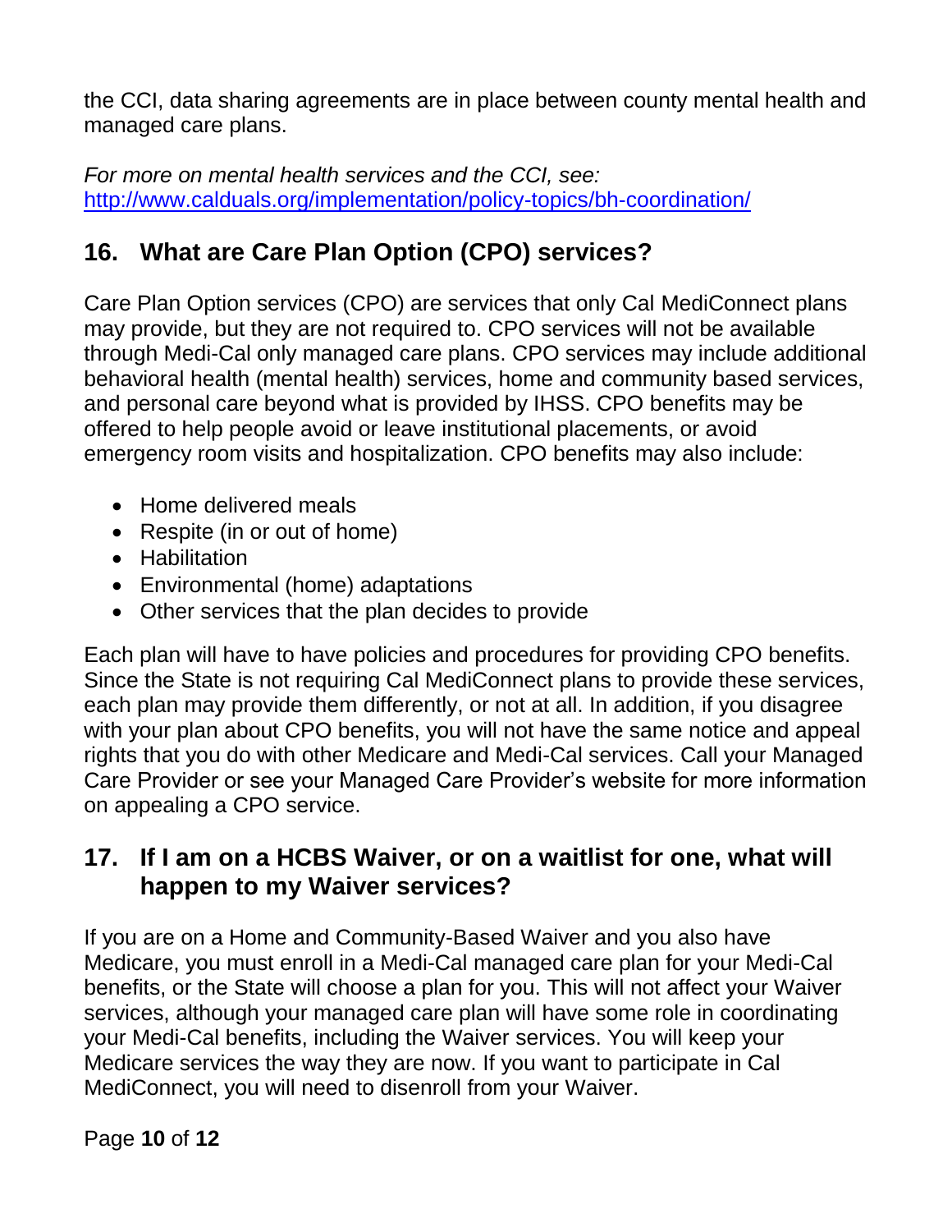the CCI, data sharing agreements are in place between county mental health and managed care plans.

*For more on mental health services and the CCI, see:* [http://www.calduals.org/implementation/policy-topics/bh-coordination/](http://www.calduals.org/implementation/policy-topics/bh-coordination/)

## 16. What are Care Plan Option (CPO) services?

Care Plan Option services (CPO) are services that only Cal MediConnect plans may provide, but they are not required to. CPO services will not be available through Medi-Cal only managed care plans. CPO services may include additional behavioral health (mental health) services, home and community based services, and personal care beyond what is provided by IHSS. CPO benefits may be offered to help people avoid or leave institutional placements, or avoid emergency room visits and hospitalization. CPO benefits may also include:

- Home delivered meals
- Respite (in or out of home)
- Habilitation
- Environmental (home) adaptations
- Other services that the plan decides to provide

Each plan will have to have policies and procedures for providing CPO benefits. Since the State is not requiring Cal MediConnect plans to provide these services, each plan may provide them differently, or not at all. In addition, if you disagree with your plan about CPO benefits, you will not have the same notice and appeal rights that you do with other Medicare and Medi-Cal services. Call your Managed Care Provider or see your Managed Care Provider's website for more information on appealing a CPO service.

## 17. If I am on a HCBS Waiver, or on a waitlist for one, what will happen to my Waiver services?

If you are on a Home and Community-Based Waiver and you also have Medicare, you must enroll in a Medi-Cal managed care plan for your Medi-Cal benefits, or the State will choose a plan for you. This will not affect your Waiver services, although your managed care plan will have some role in coordinating your Medi-Cal benefits, including the Waiver services. You will keep your Medicare services the way they are now. If you want to participate in Cal MediConnect, you will need to disenroll from your Waiver.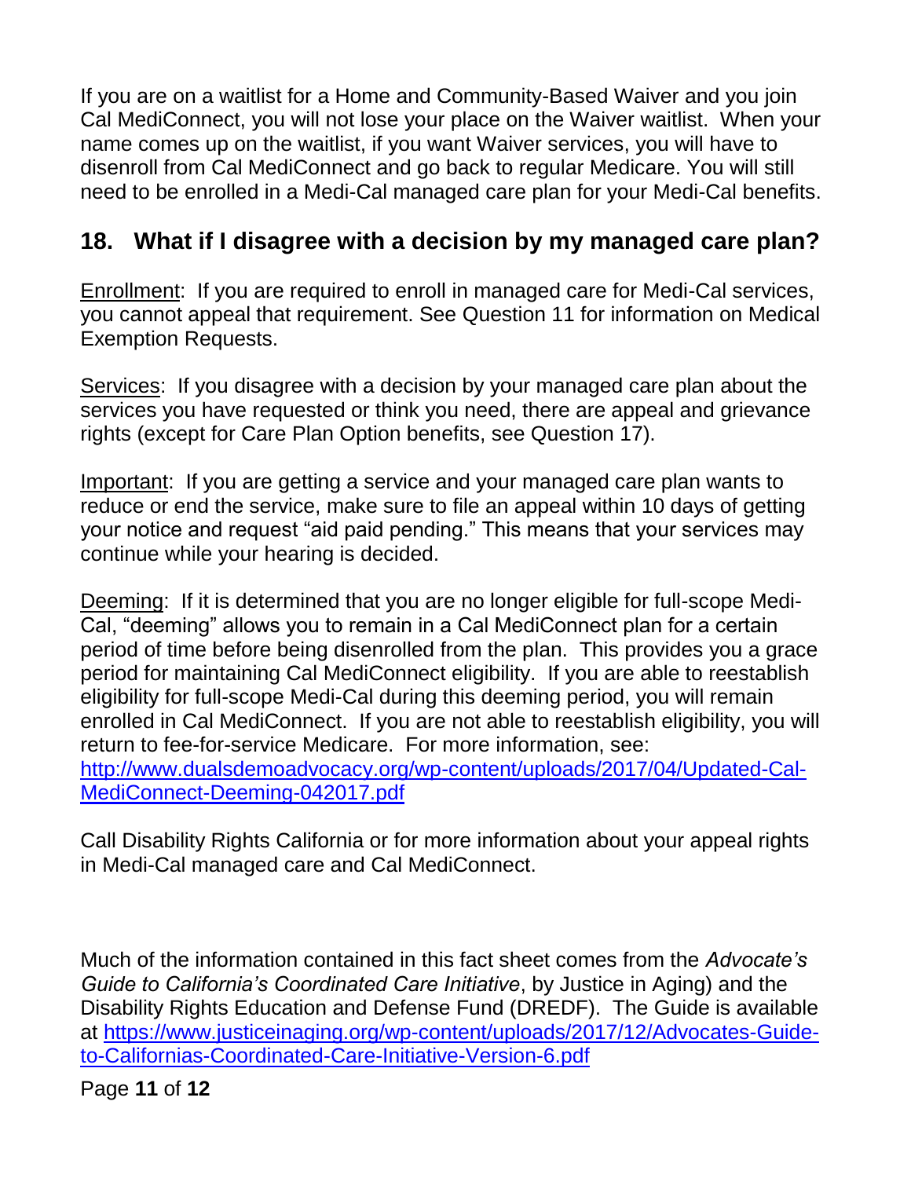If you are on a waitlist for a Home and Community-Based Waiver and you join Cal MediConnect, you will not lose your place on the Waiver waitlist. When your name comes up on the waitlist, if you want Waiver services, you will have to disenroll from Cal MediConnect and go back to regular Medicare. You will still need to be enrolled in a Medi-Cal managed care plan for your Medi-Cal benefits.

## 18. What if I disagree with a decision by my managed care plan?

Enrollment: If you are required to enroll in managed care for Medi-Cal services, you cannot appeal that requirement. See Question 11 for information on Medical Exemption Requests.

Services: If you disagree with a decision by your managed care plan about the services you have requested or think you need, there are appeal and grievance rights (except for Care Plan Option benefits, see Question 17).

Important: If you are getting a service and your managed care plan wants to reduce or end the service, make sure to file an appeal within 10 days of getting your notice and request "aid paid pending." This means that your services may continue while your hearing is decided.

Deeming: If it is determined that you are no longer eligible for full-scope Medi-Cal, "deeming" allows you to remain in a Cal MediConnect plan for a certain period of time before being disenrolled from the plan. This provides you a grace period for maintaining Cal MediConnect eligibility. If you are able to reestablish eligibility for full-scope Medi-Cal during this deeming period, you will remain enrolled in Cal MediConnect. If you are not able to reestablish eligibility, you will return to fee-for-service Medicare. For more information, see: [http://www.dualsdemoadvocacy.org/wp-content/uploads/2017/04/Updated-Cal-MediConnect-Deeming-042017.pdf](http://www.dualsdemoadvocacy.org/wp-content/uploads/2017/04/Updated-Cal-MediConnect-Deeming-042017.pdf)

Call Disability Rights California or for more information about your appeal rights in Medi-Cal managed care and Cal MediConnect.

Much of the information contained in this fact sheet comes from the *Advocate's Guide to California's Coordinated Care Initiative*, by Justice in Aging) and the Disability Rights Education and Defense Fund (DREDF). The Guide is available at [https://www.justiceinaging.org/wp-content/uploads/2017/12/Advocates-Guide-to-Californias-Coordinated-Care-Initiative-Version-6.pdf](https://www.justiceinaging.org/wp-content/uploads/2017/12/Advocates-Guide-to-Californias-Coordinated-Care-Initiative-Version-6.pdf)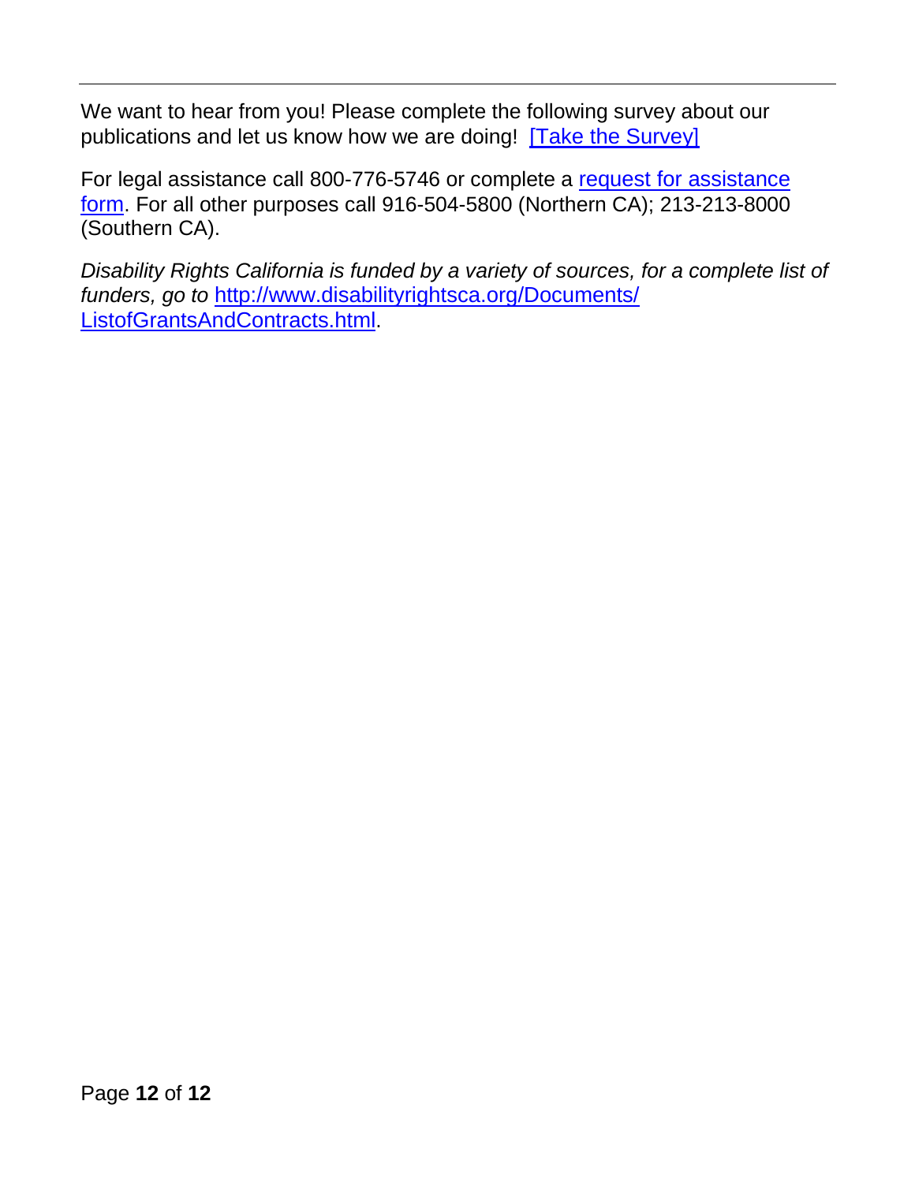---

We want to hear from you! Please complete the following survey about our publications and let us know how we are doing! [Take the Survey]

For legal assistance call 800-776-5746 or complete a request for assistance form. For all other purposes call 916-504-5800 (Northern CA); 213-213-8000 (Southern CA).

*Disability Rights California is funded by a variety of sources, for a complete list of funders, go to* http://www.disabilityrightsca.org/Documents/ListofGrantsAndContracts.html.